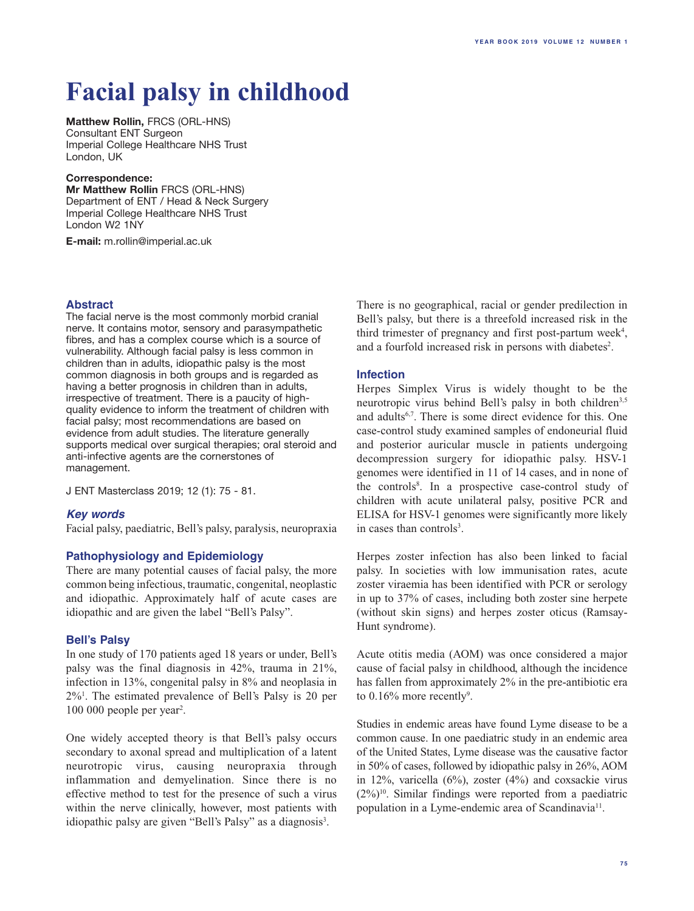# Facial palsy in childhood

**Matthew Rollin,** FRCS (ORL-HNS)
Consultant ENT Surgeon
Imperial College Healthcare NHS Trust
London, UK

**Correspondence:**
**Mr Matthew Rollin** FRCS (ORL-HNS)
Department of ENT / Head & Neck Surgery
Imperial College Healthcare NHS Trust
London W2 1NY

**E-mail:** m.rollin@imperial.ac.uk

### Abstract

The facial nerve is the most commonly morbid cranial nerve. It contains motor, sensory and parasympathetic fibres, and has a complex course which is a source of vulnerability. Although facial palsy is less common in children than in adults, idiopathic palsy is the most common diagnosis in both groups and is regarded as having a better prognosis in children than in adults, irrespective of treatment. There is a paucity of high-quality evidence to inform the treatment of children with facial palsy; most recommendations are based on evidence from adult studies. The literature generally supports medical over surgical therapies; oral steroid and anti-infective agents are the cornerstones of management.

J ENT Masterclass 2019; 12 (1): 75 - 81.

### *Key words*

Facial palsy, paediatric, Bell's palsy, paralysis, neuropraxia

### Pathophysiology and Epidemiology

There are many potential causes of facial palsy, the more common being infectious, traumatic, congenital, neoplastic and idiopathic. Approximately half of acute cases are idiopathic and are given the label "Bell's Palsy".

### Bell's Palsy

In one study of 170 patients aged 18 years or under, Bell's palsy was the final diagnosis in 42%, trauma in 21%, infection in 13%, congenital palsy in 8% and neoplasia in 2%[1]. The estimated prevalence of Bell's Palsy is 20 per 100 000 people per year[2].

One widely accepted theory is that Bell's palsy occurs secondary to axonal spread and multiplication of a latent neurotropic virus, causing neuropraxia through inflammation and demyelination. Since there is no effective method to test for the presence of such a virus within the nerve clinically, however, most patients with idiopathic palsy are given "Bell's Palsy" as a diagnosis[3].

There is no geographical, racial or gender predilection in Bell's palsy, but there is a threefold increased risk in the third trimester of pregnancy and first post-partum week[4], and a fourfold increased risk in persons with diabetes[2].

### Infection

Herpes Simplex Virus is widely thought to be the neurotropic virus behind Bell's palsy in both children[3,5] and adults[6,7]. There is some direct evidence for this. One case-control study examined samples of endoneurial fluid and posterior auricular muscle in patients undergoing decompression surgery for idiopathic palsy. HSV-1 genomes were identified in 11 of 14 cases, and in none of the controls[8]. In a prospective case-control study of children with acute unilateral palsy, positive PCR and ELISA for HSV-1 genomes were significantly more likely in cases than controls[3].

Herpes zoster infection has also been linked to facial palsy. In societies with low immunisation rates, acute zoster viraemia has been identified with PCR or serology in up to 37% of cases, including both zoster sine herpete (without skin signs) and herpes zoster oticus (Ramsay-Hunt syndrome).

Acute otitis media (AOM) was once considered a major cause of facial palsy in childhood, although the incidence has fallen from approximately 2% in the pre-antibiotic era to 0.16% more recently[9].

Studies in endemic areas have found Lyme disease to be a common cause. In one paediatric study in an endemic area of the United States, Lyme disease was the causative factor in 50% of cases, followed by idiopathic palsy in 26%, AOM in 12%, varicella (6%), zoster (4%) and coxsackie virus (2%)[10]. Similar findings were reported from a paediatric population in a Lyme-endemic area of Scandinavia[11].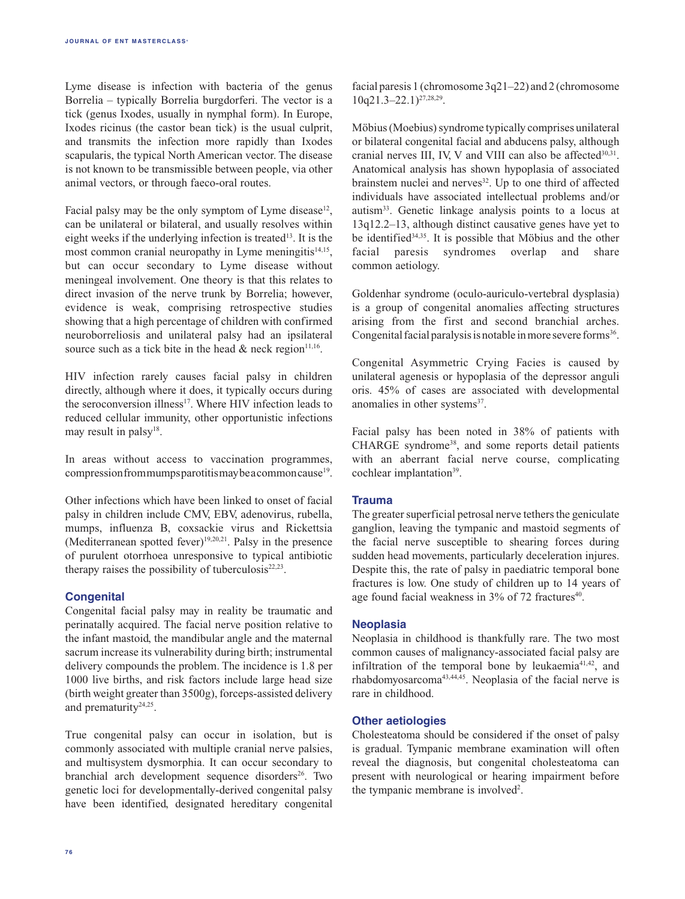Lyme disease is infection with bacteria of the genus Borrelia – typically Borrelia burgdorferi. The vector is a tick (genus Ixodes, usually in nymphal form). In Europe, Ixodes ricinus (the castor bean tick) is the usual culprit, and transmits the infection more rapidly than Ixodes scapularis, the typical North American vector. The disease is not known to be transmissible between people, via other animal vectors, or through faeco-oral routes.

Facial palsy may be the only symptom of Lyme disease[12], can be unilateral or bilateral, and usually resolves within eight weeks if the underlying infection is treated[13]. It is the most common cranial neuropathy in Lyme meningitis[14,15], but can occur secondary to Lyme disease without meningeal involvement. One theory is that this relates to direct invasion of the nerve trunk by Borrelia; however, evidence is weak, comprising retrospective studies showing that a high percentage of children with confirmed neuroborreliosis and unilateral palsy had an ipsilateral source such as a tick bite in the head & neck region[11,16].

HIV infection rarely causes facial palsy in children directly, although where it does, it typically occurs during the seroconversion illness[17]. Where HIV infection leads to reduced cellular immunity, other opportunistic infections may result in palsy[18].

In areas without access to vaccination programmes, compression from mumps parotitis may be a common cause[19].

Other infections which have been linked to onset of facial palsy in children include CMV, EBV, adenovirus, rubella, mumps, influenza B, coxsackie virus and Rickettsia (Mediterranean spotted fever)[19,20,21]. Palsy in the presence of purulent otorrhoea unresponsive to typical antibiotic therapy raises the possibility of tuberculosis[22,23].

## Congenital

Congenital facial palsy may in reality be traumatic and perinatally acquired. The facial nerve position relative to the infant mastoid, the mandibular angle and the maternal sacrum increase its vulnerability during birth; instrumental delivery compounds the problem. The incidence is 1.8 per 1000 live births, and risk factors include large head size (birth weight greater than 3500g), forceps-assisted delivery and prematurity[24,25].

True congenital palsy can occur in isolation, but is commonly associated with multiple cranial nerve palsies, and multisystem dysmorphia. It can occur secondary to branchial arch development sequence disorders[26]. Two genetic loci for developmentally-derived congenital palsy have been identified, designated hereditary congenital facial paresis 1 (chromosome 3q21–22) and 2 (chromosome 10q21.3–22.1)[27,28,29].

Möbius (Moebius) syndrome typically comprises unilateral or bilateral congenital facial and abducens palsy, although cranial nerves III, IV, V and VIII can also be affected[30,31]. Anatomical analysis has shown hypoplasia of associated brainstem nuclei and nerves[32]. Up to one third of affected individuals have associated intellectual problems and/or autism[33]. Genetic linkage analysis points to a locus at 13q12.2–13, although distinct causative genes have yet to be identified[34,35]. It is possible that Möbius and the other facial paresis syndromes overlap and share common aetiology.

Goldenhar syndrome (oculo-auriculo-vertebral dysplasia) is a group of congenital anomalies affecting structures arising from the first and second branchial arches. Congenital facial paralysis is notable in more severe forms[36].

Congenital Asymmetric Crying Facies is caused by unilateral agenesis or hypoplasia of the depressor anguli oris. 45% of cases are associated with developmental anomalies in other systems[37].

Facial palsy has been noted in 38% of patients with CHARGE syndrome[38], and some reports detail patients with an aberrant facial nerve course, complicating cochlear implantation[39].

## Trauma

The greater superficial petrosal nerve tethers the geniculate ganglion, leaving the tympanic and mastoid segments of the facial nerve susceptible to shearing forces during sudden head movements, particularly deceleration injures. Despite this, the rate of palsy in paediatric temporal bone fractures is low. One study of children up to 14 years of age found facial weakness in 3% of 72 fractures[40].

## Neoplasia

Neoplasia in childhood is thankfully rare. The two most common causes of malignancy-associated facial palsy are infiltration of the temporal bone by leukaemia[41,42], and rhabdomyosarcoma[43,44,45]. Neoplasia of the facial nerve is rare in childhood.

## Other aetiologies

Cholesteatoma should be considered if the onset of palsy is gradual. Tympanic membrane examination will often reveal the diagnosis, but congenital cholesteatoma can present with neurological or hearing impairment before the tympanic membrane is involved[2].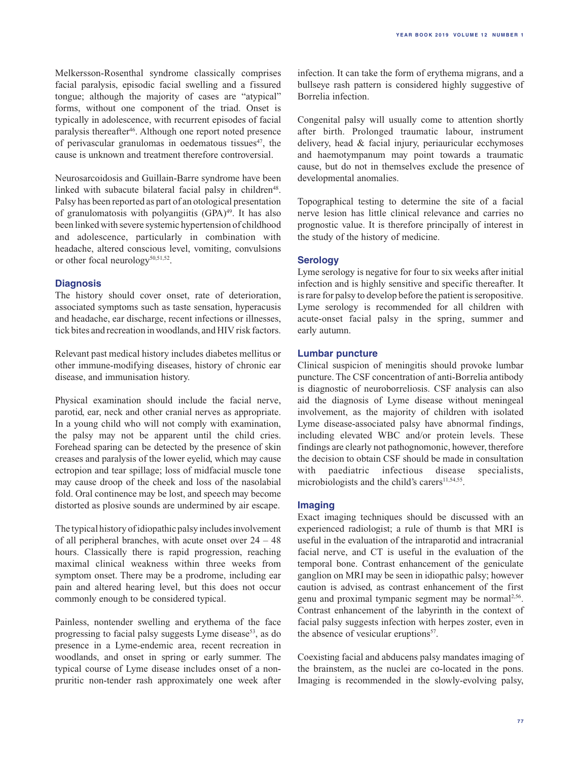Melkersson-Rosenthal syndrome classically comprises facial paralysis, episodic facial swelling and a fissured tongue; although the majority of cases are "atypical" forms, without one component of the triad. Onset is typically in adolescence, with recurrent episodes of facial paralysis thereafter[46]. Although one report noted presence of perivascular granulomas in oedematous tissues[47], the cause is unknown and treatment therefore controversial.

Neurosarcoidosis and Guillain-Barre syndrome have been linked with subacute bilateral facial palsy in children[48]. Palsy has been reported as part of an otological presentation of granulomatosis with polyangiitis (GPA)[49]. It has also been linked with severe systemic hypertension of childhood and adolescence, particularly in combination with headache, altered conscious level, vomiting, convulsions or other focal neurology[50,51,52].

## Diagnosis

The history should cover onset, rate of deterioration, associated symptoms such as taste sensation, hyperacusis and headache, ear discharge, recent infections or illnesses, tick bites and recreation in woodlands, and HIV risk factors.

Relevant past medical history includes diabetes mellitus or other immune-modifying diseases, history of chronic ear disease, and immunisation history.

Physical examination should include the facial nerve, parotid, ear, neck and other cranial nerves as appropriate. In a young child who will not comply with examination, the palsy may not be apparent until the child cries. Forehead sparing can be detected by the presence of skin creases and paralysis of the lower eyelid, which may cause ectropion and tear spillage; loss of midfacial muscle tone may cause droop of the cheek and loss of the nasolabial fold. Oral continence may be lost, and speech may become distorted as plosive sounds are undermined by air escape.

The typical history of idiopathic palsy includes involvement of all peripheral branches, with acute onset over 24 – 48 hours. Classically there is rapid progression, reaching maximal clinical weakness within three weeks from symptom onset. There may be a prodrome, including ear pain and altered hearing level, but this does not occur commonly enough to be considered typical.

Painless, nontender swelling and erythema of the face progressing to facial palsy suggests Lyme disease[53], as do presence in a Lyme-endemic area, recent recreation in woodlands, and onset in spring or early summer. The typical course of Lyme disease includes onset of a non-pruritic non-tender rash approximately one week after infection. It can take the form of erythema migrans, and a bullseye rash pattern is considered highly suggestive of Borrelia infection.

Congenital palsy will usually come to attention shortly after birth. Prolonged traumatic labour, instrument delivery, head & facial injury, periauricular ecchymoses and haemotympanum may point towards a traumatic cause, but do not in themselves exclude the presence of developmental anomalies.

Topographical testing to determine the site of a facial nerve lesion has little clinical relevance and carries no prognostic value. It is therefore principally of interest in the study of the history of medicine.

### Serology

Lyme serology is negative for four to six weeks after initial infection and is highly sensitive and specific thereafter. It is rare for palsy to develop before the patient is seropositive. Lyme serology is recommended for all children with acute-onset facial palsy in the spring, summer and early autumn.

### Lumbar puncture

Clinical suspicion of meningitis should provoke lumbar puncture. The CSF concentration of anti-Borrelia antibody is diagnostic of neuroborreliosis. CSF analysis can also aid the diagnosis of Lyme disease without meningeal involvement, as the majority of children with isolated Lyme disease-associated palsy have abnormal findings, including elevated WBC and/or protein levels. These findings are clearly not pathognomonic, however, therefore the decision to obtain CSF should be made in consultation with paediatric infectious disease specialists, microbiologists and the child's carers[11,54,55].

### Imaging

Exact imaging techniques should be discussed with an experienced radiologist; a rule of thumb is that MRI is useful in the evaluation of the intraparotid and intracranial facial nerve, and CT is useful in the evaluation of the temporal bone. Contrast enhancement of the geniculate ganglion on MRI may be seen in idiopathic palsy; however caution is advised, as contrast enhancement of the first genu and proximal tympanic segment may be normal[2,56]. Contrast enhancement of the labyrinth in the context of facial palsy suggests infection with herpes zoster, even in the absence of vesicular eruptions[57].

Coexisting facial and abducens palsy mandates imaging of the brainstem, as the nuclei are co-located in the pons. Imaging is recommended in the slowly-evolving palsy,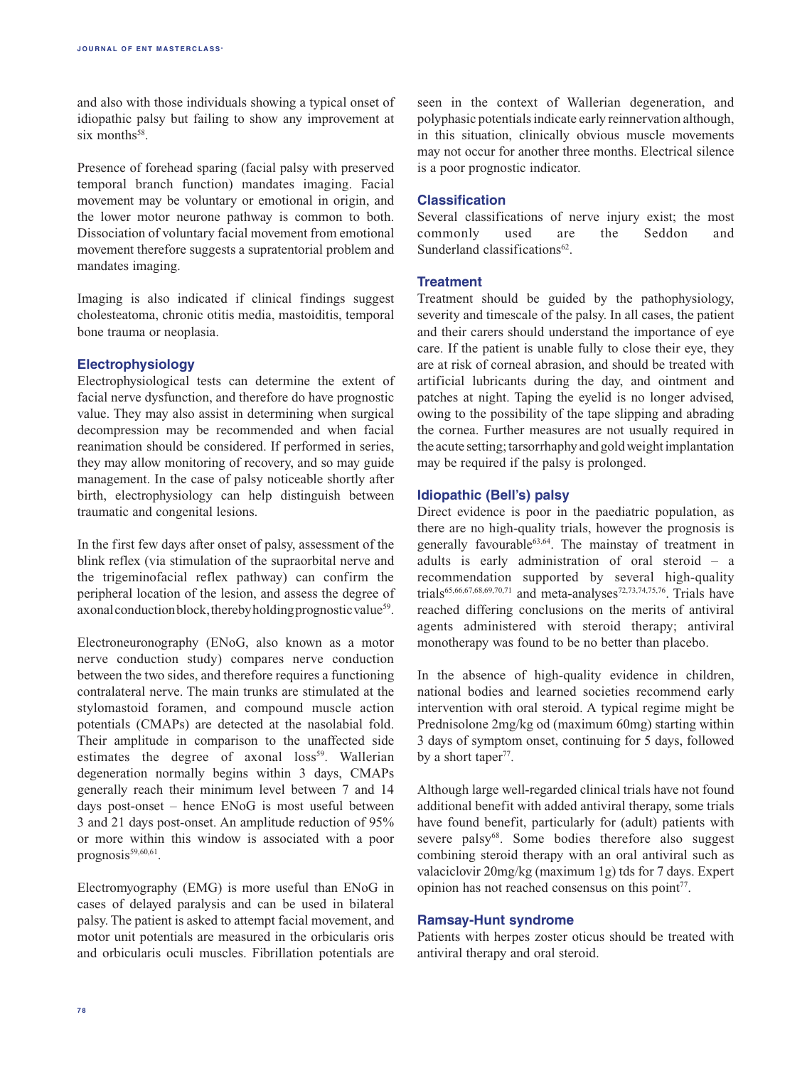and also with those individuals showing a typical onset of idiopathic palsy but failing to show any improvement at six months[58].

Presence of forehead sparing (facial palsy with preserved temporal branch function) mandates imaging. Facial movement may be voluntary or emotional in origin, and the lower motor neurone pathway is common to both. Dissociation of voluntary facial movement from emotional movement therefore suggests a supratentorial problem and mandates imaging.

Imaging is also indicated if clinical findings suggest cholesteatoma, chronic otitis media, mastoiditis, temporal bone trauma or neoplasia.

### Electrophysiology

Electrophysiological tests can determine the extent of facial nerve dysfunction, and therefore do have prognostic value. They may also assist in determining when surgical decompression may be recommended and when facial reanimation should be considered. If performed in series, they may allow monitoring of recovery, and so may guide management. In the case of palsy noticeable shortly after birth, electrophysiology can help distinguish between traumatic and congenital lesions.

In the first few days after onset of palsy, assessment of the blink reflex (via stimulation of the supraorbital nerve and the trigeminofacial reflex pathway) can confirm the peripheral location of the lesion, and assess the degree of axonal conduction block, thereby holding prognostic value[59].

Electroneuronography (ENoG, also known as a motor nerve conduction study) compares nerve conduction between the two sides, and therefore requires a functioning contralateral nerve. The main trunks are stimulated at the stylomastoid foramen, and compound muscle action potentials (CMAPs) are detected at the nasolabial fold. Their amplitude in comparison to the unaffected side estimates the degree of axonal loss[59]. Wallerian degeneration normally begins within 3 days, CMAPs generally reach their minimum level between 7 and 14 days post-onset – hence ENoG is most useful between 3 and 21 days post-onset. An amplitude reduction of 95% or more within this window is associated with a poor prognosis[59,60,61].

Electromyography (EMG) is more useful than ENoG in cases of delayed paralysis and can be used in bilateral palsy. The patient is asked to attempt facial movement, and motor unit potentials are measured in the orbicularis oris and orbicularis oculi muscles. Fibrillation potentials are seen in the context of Wallerian degeneration, and polyphasic potentials indicate early reinnervation although, in this situation, clinically obvious muscle movements may not occur for another three months. Electrical silence is a poor prognostic indicator.

### Classification

Several classifications of nerve injury exist; the most commonly used are the Seddon and Sunderland classifications[62].

### Treatment

Treatment should be guided by the pathophysiology, severity and timescale of the palsy. In all cases, the patient and their carers should understand the importance of eye care. If the patient is unable fully to close their eye, they are at risk of corneal abrasion, and should be treated with artificial lubricants during the day, and ointment and patches at night. Taping the eyelid is no longer advised, owing to the possibility of the tape slipping and abrading the cornea. Further measures are not usually required in the acute setting; tarsorrhaphy and gold weight implantation may be required if the palsy is prolonged.

### Idiopathic (Bell's) palsy

Direct evidence is poor in the paediatric population, as there are no high-quality trials, however the prognosis is generally favourable[63,64]. The mainstay of treatment in adults is early administration of oral steroid – a recommendation supported by several high-quality trials[65,66,67,68,69,70,71] and meta-analyses[72,73,74,75,76]. Trials have reached differing conclusions on the merits of antiviral agents administered with steroid therapy; antiviral monotherapy was found to be no better than placebo.

In the absence of high-quality evidence in children, national bodies and learned societies recommend early intervention with oral steroid. A typical regime might be Prednisolone 2mg/kg od (maximum 60mg) starting within 3 days of symptom onset, continuing for 5 days, followed by a short taper[77].

Although large well-regarded clinical trials have not found additional benefit with added antiviral therapy, some trials have found benefit, particularly for (adult) patients with severe palsy[68]. Some bodies therefore also suggest combining steroid therapy with an oral antiviral such as valaciclovir 20mg/kg (maximum 1g) tds for 7 days. Expert opinion has not reached consensus on this point[77].

### Ramsay-Hunt syndrome

Patients with herpes zoster oticus should be treated with antiviral therapy and oral steroid.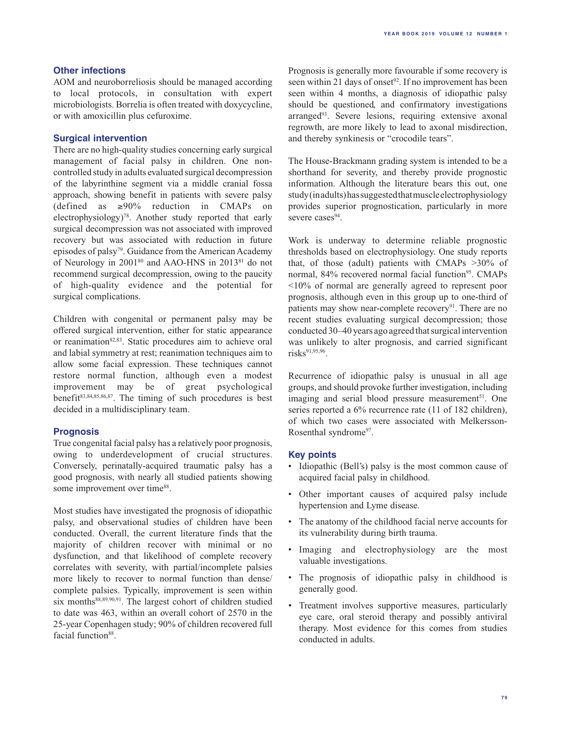### Other infections

AOM and neuroborreliosis should be managed according to local protocols, in consultation with expert microbiologists. Borrelia is often treated with doxycycline, or with amoxicillin plus cefuroxime.

### Surgical intervention

There are no high-quality studies concerning early surgical management of facial palsy in children. One non-controlled study in adults evaluated surgical decompression of the labyrinthine segment via a middle cranial fossa approach, showing benefit in patients with severe palsy (defined as ≥90% reduction in CMAPs on electrophysiology)[78]. Another study reported that early surgical decompression was not associated with improved recovery but was associated with reduction in future episodes of palsy[79]. Guidance from the American Academy of Neurology in 2001[80] and AAO-HNS in 2013[81] do not recommend surgical decompression, owing to the paucity of high-quality evidence and the potential for surgical complications.

Children with congenital or permanent palsy may be offered surgical intervention, either for static appearance or reanimation[82,83]. Static procedures aim to achieve oral and labial symmetry at rest; reanimation techniques aim to allow some facial expression. These techniques cannot restore normal function, although even a modest improvement may be of great psychological benefit[83,84,85,86,87]. The timing of such procedures is best decided in a multidisciplinary team.

### Prognosis

True congenital facial palsy has a relatively poor prognosis, owing to underdevelopment of crucial structures. Conversely, perinatally-acquired traumatic palsy has a good prognosis, with nearly all studied patients showing some improvement over time[88].

Most studies have investigated the prognosis of idiopathic palsy, and observational studies of children have been conducted. Overall, the current literature finds that the majority of children recover with minimal or no dysfunction, and that likelihood of complete recovery correlates with severity, with partial/incomplete palsies more likely to recover to normal function than dense/complete palsies. Typically, improvement is seen within six months[88,89,90,91]. The largest cohort of children studied to date was 463, within an overall cohort of 2570 in the 25-year Copenhagen study; 90% of children recovered full facial function[88].

Prognosis is generally more favourable if some recovery is seen within 21 days of onset[92]. If no improvement has been seen within 4 months, a diagnosis of idiopathic palsy should be questioned, and confirmatory investigations arranged[93]. Severe lesions, requiring extensive axonal regrowth, are more likely to lead to axonal misdirection, and thereby synkinesis or "crocodile tears".

The House-Brackmann grading system is intended to be a shorthand for severity, and thereby provide prognostic information. Although the literature bears this out, one study (in adults) has suggested that muscle electrophysiology provides superior prognostication, particularly in more severe cases[94].

Work is underway to determine reliable prognostic thresholds based on electrophysiology. One study reports that, of those (adult) patients with CMAPs >30% of normal, 84% recovered normal facial function[95]. CMAPs <10% of normal are generally agreed to represent poor prognosis, although even in this group up to one-third of patients may show near-complete recovery[91]. There are no recent studies evaluating surgical decompression; those conducted 30–40 years ago agreed that surgical intervention was unlikely to alter prognosis, and carried significant risks[91,95,96].

Recurrence of idiopathic palsy is unusual in all age groups, and should provoke further investigation, including imaging and serial blood pressure measurement[51]. One series reported a 6% recurrence rate (11 of 182 children), of which two cases were associated with Melkersson-Rosenthal syndrome[97].

### Key points

- Idiopathic (Bell's) palsy is the most common cause of acquired facial palsy in childhood.
- Other important causes of acquired palsy include hypertension and Lyme disease.
- The anatomy of the childhood facial nerve accounts for its vulnerability during birth trauma.
- Imaging and electrophysiology are the most valuable investigations.
- The prognosis of idiopathic palsy in childhood is generally good.
- Treatment involves supportive measures, particularly eye care, oral steroid therapy and possibly antiviral therapy. Most evidence for this comes from studies conducted in adults.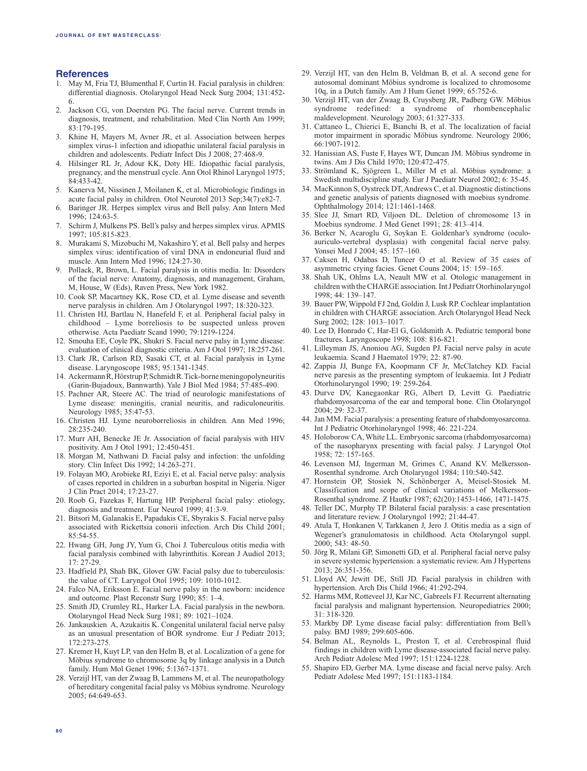## References

1. May M, Fria TJ, Blumenthal F, Curtin H. Facial paralysis in children: differential diagnosis. Otolaryngol Head Neck Surg 2004; 131:452-6.
2. Jackson CG, von Doersten PG. The facial nerve. Current trends in diagnosis, treatment, and rehabilitation. Med Clin North Am 1999; 83:179-195.
3. Khine H, Mayers M, Avner JR, et al. Association between herpes simplex virus-1 infection and idiopathic unilateral facial paralysis in children and adolescents. Pediatr Infect Dis J 2008; 27:468-9.
4. Hilsinger RL Jr, Adour KK, Doty HE. Idiopathic facial paralysis, pregnancy, and the menstrual cycle. Ann Otol Rhinol Laryngol 1975; 84:433-42.
5. Kanerva M, Nissinen J, Moilanen K, et al. Microbiologic findings in acute facial palsy in children. Otol Neurotol 2013 Sep;34(7):e82-7.
6. Baringer JR. Herpes simplex virus and Bell palsy. Ann Intern Med 1996; 124:63-5.
7. Schirm J, Mulkens PS. Bell's palsy and herpes simplex virus. APMIS 1997; 105:815-823.
8. Murakami S, Mizobuchi M, Nakashiro Y, et al. Bell palsy and herpes simplex virus: identification of viral DNA in endoneurial fluid and muscle. Ann Intern Med 1996; 124:27-30.
9. Pollack, R, Brown, L. Facial paralysis in otitis media. In: Disorders of the facial nerve: Anatomy, diagnosis, and management, Graham, M, House, W (Eds), Raven Press, New York 1982.
10. Cook SP, Macartney KK, Rose CD, et al. Lyme disease and seventh nerve paralysis in children. Am J Otolaryngol 1997; 18:320-323.
11. Christen HJ, Bartlau N, Hanefeld F, et al. Peripheral facial palsy in childhood – Lyme borreliosis to be suspected unless proven otherwise. Acta Paediatr Scand 1990; 79:1219-1224.
12. Smouha EE, Coyle PK, Shukri S. Facial nerve palsy in Lyme disease: evaluation of clinical diagnostic criteria. Am J Otol 1997; 18:257-261.
13. Clark JR, Carlson RD, Sasaki CT, et al. Facial paralysis in Lyme disease. Laryngoscope 1985; 95:1341-1345.
14. Ackermann R, Hörstrup P, Schmidt R. Tick-borne meningopolyneuritis (Garin-Bujadoux, Bannwarth). Yale J Biol Med 1984; 57:485-490.
15. Pachner AR, Steere AC. The triad of neurologic manifestations of Lyme disease: meningitis, cranial neuritis, and radiculoneuritis. Neurology 1985; 35:47-53.
16. Christen HJ. Lyme neuroborreliosis in children. Ann Med 1996; 28:235-240.
17. Murr AH, Benecke JE Jr. Association of facial paralysis with HIV positivity. Am J Otol 1991; 12:450-451.
18. Morgan M, Nathwani D. Facial palsy and infection: the unfolding story. Clin Infect Dis 1992; 14:263-271.
19. Folayan MO, Arobieke RI, Eziyi E, et al. Facial nerve palsy: analysis of cases reported in children in a suburban hospital in Nigeria. Niger J Clin Pract 2014; 17:23-27.
20. Roob G, Fazekas F, Hartung HP. Peripheral facial palsy: etiology, diagnosis and treatment. Eur Neurol 1999; 41:3-9.
21. Bitsori M, Galanakis E, Papadakis CE, Sbyrakis S. Facial nerve palsy associated with Rickettsia conorii infection. Arch Dis Child 2001; 85:54-55.
22. Hwang GH, Jung JY, Yum G, Choi J. Tuberculous otitis media with facial paralysis combined with labyrinthitis. Korean J Audiol 2013; 17: 27-29.
23. Hadfield PJ, Shah BK, Glover GW. Facial palsy due to tuberculosis: the value of CT. Laryngol Otol 1995; 109: 1010-1012.
24. Falco NA, Eriksson E. Facial nerve palsy in the newborn: incidence and outcome. Plast Reconstr Surg 1990; 85: 1–4.
25. Smith JD, Crumley RL, Harker LA. Facial paralysis in the newborn. Otolaryngol Head Neck Surg 1981; 89: 1021–1024.
26. Jankauskien A, Azukaitis K. Congenital unilateral facial nerve palsy as an unusual presentation of BOR syndrome. Eur J Pediatr 2013; 172:273-275.
27. Kremer H, Kuyt LP, van den Helm B, et al. Localization of a gene for Möbius syndrome to chromosome 3q by linkage analysis in a Dutch family. Hum Mol Genet 1996; 5:1367-1371.
28. Verzijl HT, van der Zwaag B, Lammens M, et al. The neuropathology of hereditary congenital facial palsy vs Möbius syndrome. Neurology 2005; 64:649-653.
29. Verzijl HT, van den Helm B, Veldman B, et al. A second gene for autosomal dominant Möbius syndrome is localized to chromosome 10q, in a Dutch family. Am J Hum Genet 1999; 65:752-6.
30. Verzijl HT, van der Zwaag B, Cruysberg JR, Padberg GW. Möbius syndrome redefined: a syndrome of rhombencephalic maldevelopment. Neurology 2003; 61:327-333.
31. Cattaneo L, Chierici E, Bianchi B, et al. The localization of facial motor impairment in sporadic Möbius syndrome. Neurology 2006; 66:1907-1912.
32. Hanissian AS, Fuste F, Hayes WT, Duncan JM. Möbius syndrome in twins. Am J Dis Child 1970; 120:472-475.
33. Strömland K, Sjögreen L, Miller M et al. Möbius syndrome: a Swedish multidiscipline study. Eur J Paediatr Neurol 2002; 6: 35-45.
34. MacKinnon S, Oystreck DT, Andrews C, et al. Diagnostic distinctions and genetic analysis of patients diagnosed with moebius syndrome. Ophthalmology 2014; 121:1461-1468.
35. Slee JJ, Smart RD, Viljoen DL. Deletion of chromosome 13 in Moebius syndrome. J Med Genet 1991; 28: 413–414.
36. Berker N, Acaroglu G, Soykan E. Goldenhar's syndrome (oculo-auriculo-vertebral dysplasia) with congenital facial nerve palsy. Yonsei Med J 2004; 45: 157–160.
37. Caksen H, Odabas D, Tuncer O et al. Review of 35 cases of asymmetric crying facies. Genet Couns 2004; 15: 159–165.
38. Shah UK, Ohlms LA, Neault MW et al. Otologic management in children with the CHARGE association. Int J Pediatr Otorhinolaryngol 1998; 44: 139–147.
39. Bauer PW, Wippold FJ 2nd, Goldin J, Lusk RP. Cochlear implantation in children with CHARGE association. Arch Otolaryngol Head Neck Surg 2002; 128: 1013–1017.
40. Lee D, Honrado C, Har-El G, Goldsmith A. Pediatric temporal bone fractures. Laryngoscope 1998; 108: 816-821.
41. Lilleyman JS, Anoniou AG, Sugden PJ. Facial nerve palsy in acute leukaemia. Scand J Haematol 1979; 22: 87-90.
42. Zappia JJ, Bunge FA, Koopmann CF Jr, McClatchey KD. Facial nerve paresis as the presenting symptom of leukaemia. Int J Pediatr Otorhinolaryngol 1990; 19: 259-264.
43. Durve DV, Kanegaonkar RG, Albert D, Levitt G. Paediatric rhabdomyosarcoma of the ear and temporal bone. Clin Otolaryngol 2004; 29: 32-37.
44. Jan MM. Facial paralysis: a presenting feature of rhabdomyosarcoma. Int J Pediatric Otorhinolaryngol 1998; 46: 221-224.
45. Holoborow CA, White LL. Embryonic sarcoma (rhabdomyosarcoma) of the nasopharynx presenting with facial palsy. J Laryngol Otol 1958; 72: 157-165.
46. Levenson MJ, Ingerman M, Grimes C, Anand KV. Melkersson-Rosenthal syndrome. Arch Otolaryngol 1984; 110:540-542.
47. Hornstein OP, Stosiek N, Schönberger A, Meisel-Stosiek M. Classification and scope of clinical variations of Melkersson-Rosenthal syndrome. Z Hautkr 1987; 62(20):1453-1466, 1471-1475.
48. Teller DC, Murphy TP. Bilateral facial paralysis: a case presentation and literature review. J Otolaryngol 1992; 21:44-47.
49. Atula T, Honkanen V, Tarkkanen J, Jero J. Otitis media as a sign of Wegener's granulomatosis in childhood. Acta Otolaryngol suppl. 2000; 543: 48-50.
50. Jörg R, Milani GP, Simonetti GD, et al. Peripheral facial nerve palsy in severe systemic hypertension: a systematic review. Am J Hypertens 2013; 26:351-356.
51. Lloyd AV, Jewitt DE, Still JD. Facial paralysis in children with hypertension. Arch Dis Child 1966; 41:292-294.
52. Harms MM, Rotteveel JJ, Kar NC, Gabreels FJ. Recurrent alternating facial paralysis and malignant hypertension. Neuropediatrics 2000; 31: 318-320.
53. Markby DP. Lyme disease facial palsy: differentiation from Bell's palsy. BMJ 1989; 299:605-606.
54. Belman AL, Reynolds L, Preston T, et al. Cerebrospinal fluid findings in children with Lyme disease-associated facial nerve palsy. Arch Pediatr Adolesc Med 1997; 151:1224-1228.
55. Shapiro ED, Gerber MA. Lyme disease and facial nerve palsy. Arch Pediatr Adolesc Med 1997; 151:1183-1184.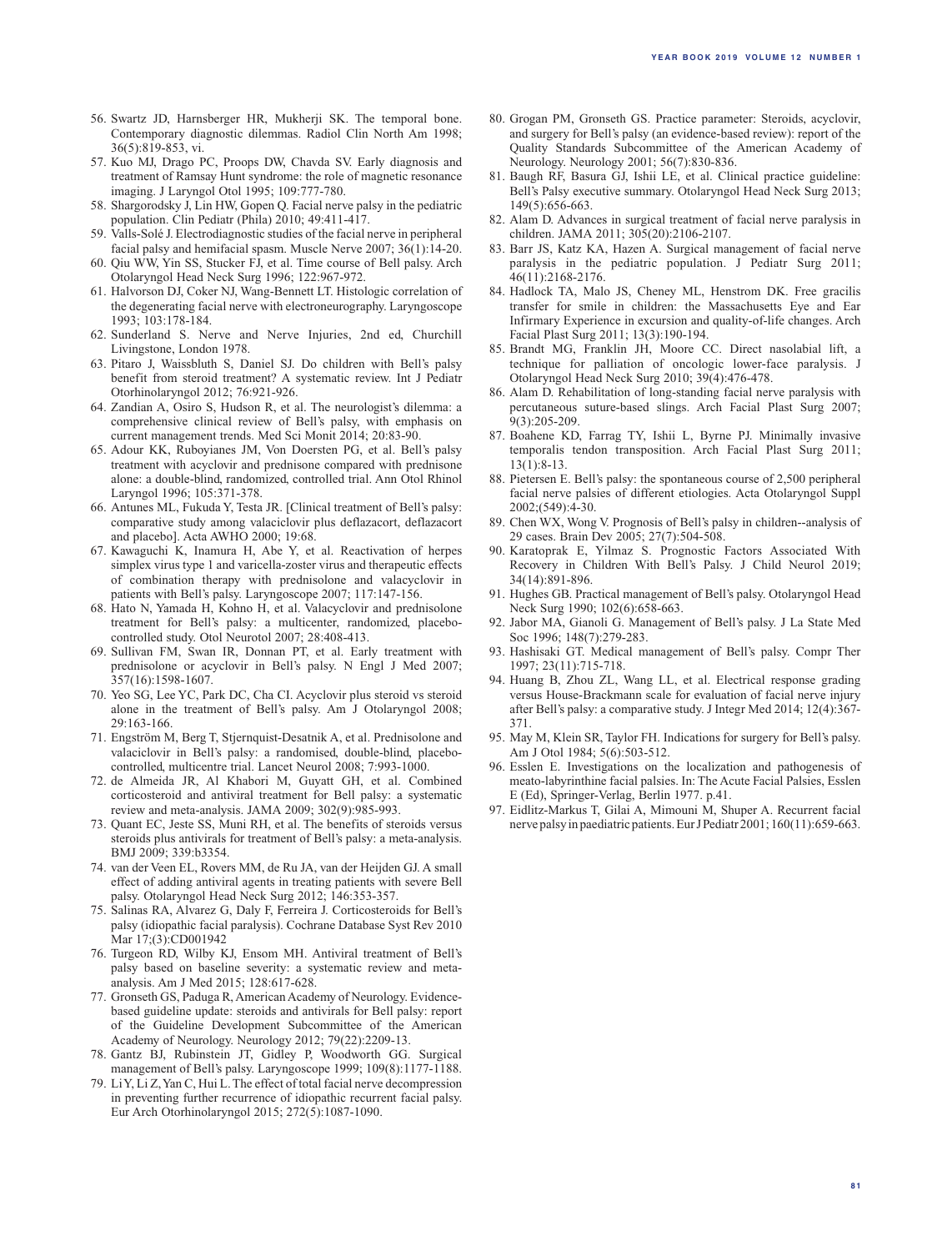56. Swartz JD, Harnsberger HR, Mukherji SK. The temporal bone. Contemporary diagnostic dilemmas. Radiol Clin North Am 1998; 36(5):819-853, vi.
57. Kuo MJ, Drago PC, Proops DW, Chavda SV. Early diagnosis and treatment of Ramsay Hunt syndrome: the role of magnetic resonance imaging. J Laryngol Otol 1995; 109:777-780.
58. Shargorodsky J, Lin HW, Gopen Q. Facial nerve palsy in the pediatric population. Clin Pediatr (Phila) 2010; 49:411-417.
59. Valls-Solé J. Electrodiagnostic studies of the facial nerve in peripheral facial palsy and hemifacial spasm. Muscle Nerve 2007; 36(1):14-20.
60. Qiu WW, Yin SS, Stucker FJ, et al. Time course of Bell palsy. Arch Otolaryngol Head Neck Surg 1996; 122:967-972.
61. Halvorson DJ, Coker NJ, Wang-Bennett LT. Histologic correlation of the degenerating facial nerve with electroneurography. Laryngoscope 1993; 103:178-184.
62. Sunderland S. Nerve and Nerve Injuries, 2nd ed, Churchill Livingstone, London 1978.
63. Pitaro J, Waissbluth S, Daniel SJ. Do children with Bell's palsy benefit from steroid treatment? A systematic review. Int J Pediatr Otorhinolaryngol 2012; 76:921-926.
64. Zandian A, Osiro S, Hudson R, et al. The neurologist's dilemma: a comprehensive clinical review of Bell's palsy, with emphasis on current management trends. Med Sci Monit 2014; 20:83-90.
65. Adour KK, Ruboyianes JM, Von Doersten PG, et al. Bell's palsy treatment with acyclovir and prednisone compared with prednisone alone: a double-blind, randomized, controlled trial. Ann Otol Rhinol Laryngol 1996; 105:371-378.
66. Antunes ML, Fukuda Y, Testa JR. [Clinical treatment of Bell's palsy: comparative study among valaciclovir plus deflazacort, deflazacort and placebo]. Acta AWHO 2000; 19:68.
67. Kawaguchi K, Inamura H, Abe Y, et al. Reactivation of herpes simplex virus type 1 and varicella-zoster virus and therapeutic effects of combination therapy with prednisolone and valacyclovir in patients with Bell's palsy. Laryngoscope 2007; 117:147-156.
68. Hato N, Yamada H, Kohno H, et al. Valacyclovir and prednisolone treatment for Bell's palsy: a multicenter, randomized, placebo-controlled study. Otol Neurotol 2007; 28:408-413.
69. Sullivan FM, Swan IR, Donnan PT, et al. Early treatment with prednisolone or acyclovir in Bell's palsy. N Engl J Med 2007; 357(16):1598-1607.
70. Yeo SG, Lee YC, Park DC, Cha CI. Acyclovir plus steroid vs steroid alone in the treatment of Bell's palsy. Am J Otolaryngol 2008; 29:163-166.
71. Engström M, Berg T, Stjernquist-Desatnik A, et al. Prednisolone and valaciclovir in Bell's palsy: a randomised, double-blind, placebo-controlled, multicentre trial. Lancet Neurol 2008; 7:993-1000.
72. de Almeida JR, Al Khabori M, Guyatt GH, et al. Combined corticosteroid and antiviral treatment for Bell palsy: a systematic review and meta-analysis. JAMA 2009; 302(9):985-993.
73. Quant EC, Jeste SS, Muni RH, et al. The benefits of steroids versus steroids plus antivirals for treatment of Bell's palsy: a meta-analysis. BMJ 2009; 339:b3354.
74. van der Veen EL, Rovers MM, de Ru JA, van der Heijden GJ. A small effect of adding antiviral agents in treating patients with severe Bell palsy. Otolaryngol Head Neck Surg 2012; 146:353-357.
75. Salinas RA, Alvarez G, Daly F, Ferreira J. Corticosteroids for Bell's palsy (idiopathic facial paralysis). Cochrane Database Syst Rev 2010 Mar 17;(3):CD001942
76. Turgeon RD, Wilby KJ, Ensom MH. Antiviral treatment of Bell's palsy based on baseline severity: a systematic review and meta-analysis. Am J Med 2015; 128:617-628.
77. Gronseth GS, Paduga R, American Academy of Neurology. Evidence-based guideline update: steroids and antivirals for Bell palsy: report of the Guideline Development Subcommittee of the American Academy of Neurology. Neurology 2012; 79(22):2209-13.
78. Gantz BJ, Rubinstein JT, Gidley P, Woodworth GG. Surgical management of Bell's palsy. Laryngoscope 1999; 109(8):1177-1188.
79. Li Y, Li Z, Yan C, Hui L. The effect of total facial nerve decompression in preventing further recurrence of idiopathic recurrent facial palsy. Eur Arch Otorhinolaryngol 2015; 272(5):1087-1090.
80. Grogan PM, Gronseth GS. Practice parameter: Steroids, acyclovir, and surgery for Bell's palsy (an evidence-based review): report of the Quality Standards Subcommittee of the American Academy of Neurology. Neurology 2001; 56(7):830-836.
81. Baugh RF, Basura GJ, Ishii LE, et al. Clinical practice guideline: Bell's Palsy executive summary. Otolaryngol Head Neck Surg 2013; 149(5):656-663.
82. Alam D. Advances in surgical treatment of facial nerve paralysis in children. JAMA 2011; 305(20):2106-2107.
83. Barr JS, Katz KA, Hazen A. Surgical management of facial nerve paralysis in the pediatric population. J Pediatr Surg 2011; 46(11):2168-2176.
84. Hadlock TA, Malo JS, Cheney ML, Henstrom DK. Free gracilis transfer for smile in children: the Massachusetts Eye and Ear Infirmary Experience in excursion and quality-of-life changes. Arch Facial Plast Surg 2011; 13(3):190-194.
85. Brandt MG, Franklin JH, Moore CC. Direct nasolabial lift, a technique for palliation of oncologic lower-face paralysis. J Otolaryngol Head Neck Surg 2010; 39(4):476-478.
86. Alam D. Rehabilitation of long-standing facial nerve paralysis with percutaneous suture-based slings. Arch Facial Plast Surg 2007; 9(3):205-209.
87. Boahene KD, Farrag TY, Ishii L, Byrne PJ. Minimally invasive temporalis tendon transposition. Arch Facial Plast Surg 2011; 13(1):8-13.
88. Pietersen E. Bell's palsy: the spontaneous course of 2,500 peripheral facial nerve palsies of different etiologies. Acta Otolaryngol Suppl 2002;(549):4-30.
89. Chen WX, Wong V. Prognosis of Bell's palsy in children--analysis of 29 cases. Brain Dev 2005; 27(7):504-508.
90. Karatoprak E, Yilmaz S. Prognostic Factors Associated With Recovery in Children With Bell's Palsy. J Child Neurol 2019; 34(14):891-896.
91. Hughes GB. Practical management of Bell's palsy. Otolaryngol Head Neck Surg 1990; 102(6):658-663.
92. Jabor MA, Gianoli G. Management of Bell's palsy. J La State Med Soc 1996; 148(7):279-283.
93. Hashisaki GT. Medical management of Bell's palsy. Compr Ther 1997; 23(11):715-718.
94. Huang B, Zhou ZL, Wang LL, et al. Electrical response grading versus House-Brackmann scale for evaluation of facial nerve injury after Bell's palsy: a comparative study. J Integr Med 2014; 12(4):367-371.
95. May M, Klein SR, Taylor FH. Indications for surgery for Bell's palsy. Am J Otol 1984; 5(6):503-512.
96. Esslen E. Investigations on the localization and pathogenesis of meato-labyrinthine facial palsies. In: The Acute Facial Palsies, Esslen E (Ed), Springer-Verlag, Berlin 1977. p.41.
97. Eidlitz-Markus T, Gilai A, Mimouni M, Shuper A. Recurrent facial nerve palsy in paediatric patients. Eur J Pediatr 2001; 160(11):659-663.